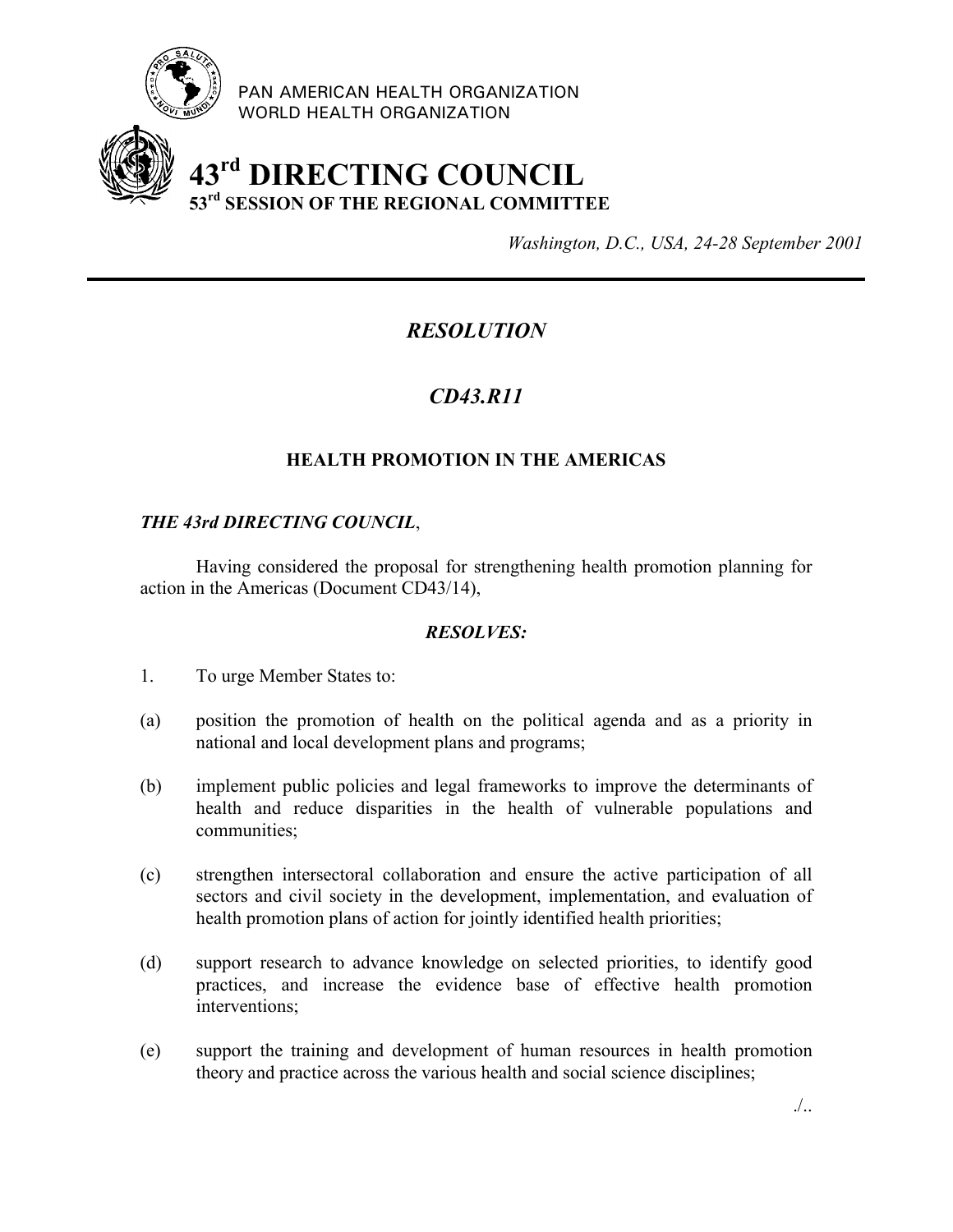PAN AMERICAN HEALTH ORGANIZATION
WORLD HEALTH ORGANIZATION

# 43rd DIRECTING COUNCIL
## 53rd SESSION OF THE REGIONAL COMMITTEE

*Washington, D.C., USA, 24-28 September 2001*

---

## *RESOLUTION*

## *CD43.R11*

### HEALTH PROMOTION IN THE AMERICAS

***THE 43rd DIRECTING COUNCIL***,

Having considered the proposal for strengthening health promotion planning for action in the Americas (Document CD43/14),

***RESOLVES:***

1. To urge Member States to:

(a) position the promotion of health on the political agenda and as a priority in national and local development plans and programs;

(b) implement public policies and legal frameworks to improve the determinants of health and reduce disparities in the health of vulnerable populations and communities;

(c) strengthen intersectoral collaboration and ensure the active participation of all sectors and civil society in the development, implementation, and evaluation of health promotion plans of action for jointly identified health priorities;

(d) support research to advance knowledge on selected priorities, to identify good practices, and increase the evidence base of effective health promotion interventions;

(e) support the training and development of human resources in health promotion theory and practice across the various health and social science disciplines;

./..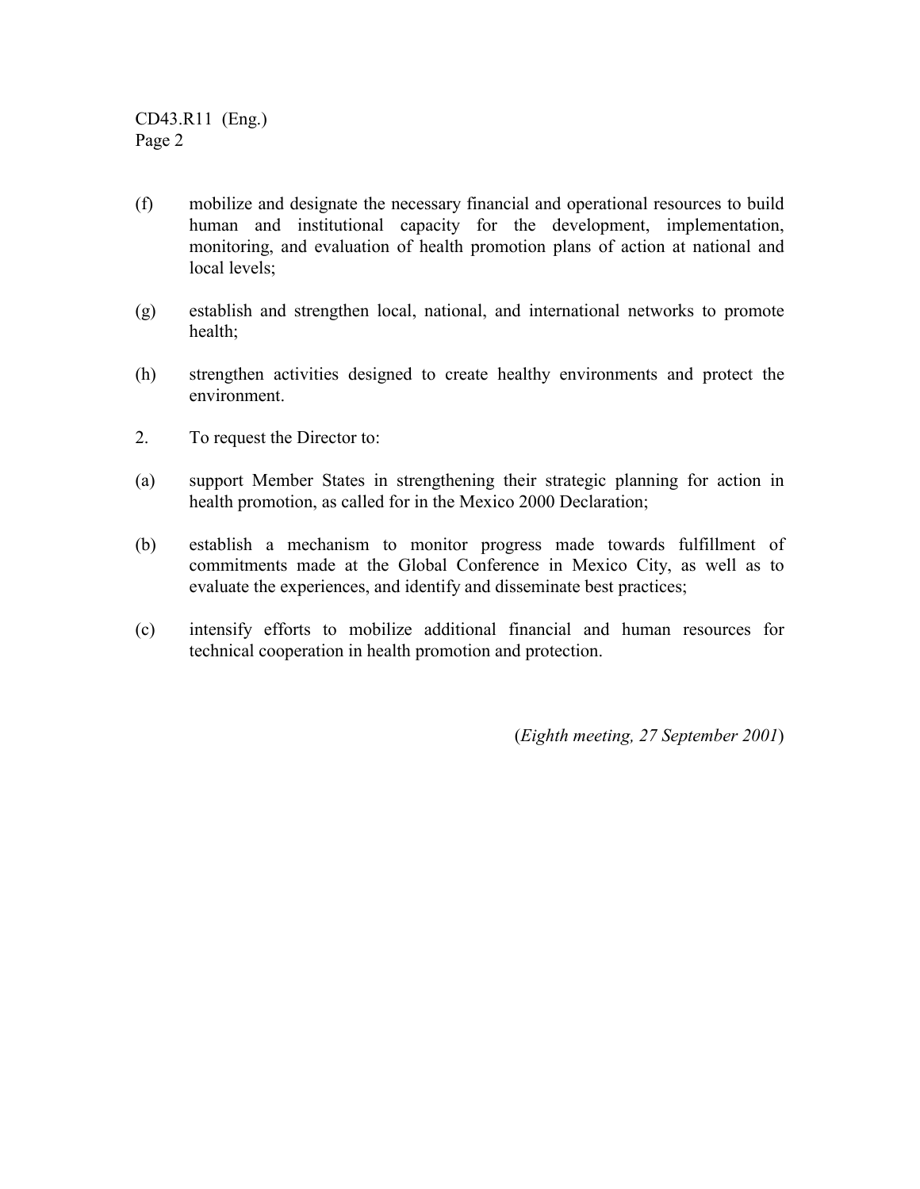(f) mobilize and designate the necessary financial and operational resources to build human and institutional capacity for the development, implementation, monitoring, and evaluation of health promotion plans of action at national and local levels;

(g) establish and strengthen local, national, and international networks to promote health;

(h) strengthen activities designed to create healthy environments and protect the environment.

2. To request the Director to:

(a) support Member States in strengthening their strategic planning for action in health promotion, as called for in the Mexico 2000 Declaration;

(b) establish a mechanism to monitor progress made towards fulfillment of commitments made at the Global Conference in Mexico City, as well as to evaluate the experiences, and identify and disseminate best practices;

(c) intensify efforts to mobilize additional financial and human resources for technical cooperation in health promotion and protection.

(*Eighth meeting, 27 September 2001*)